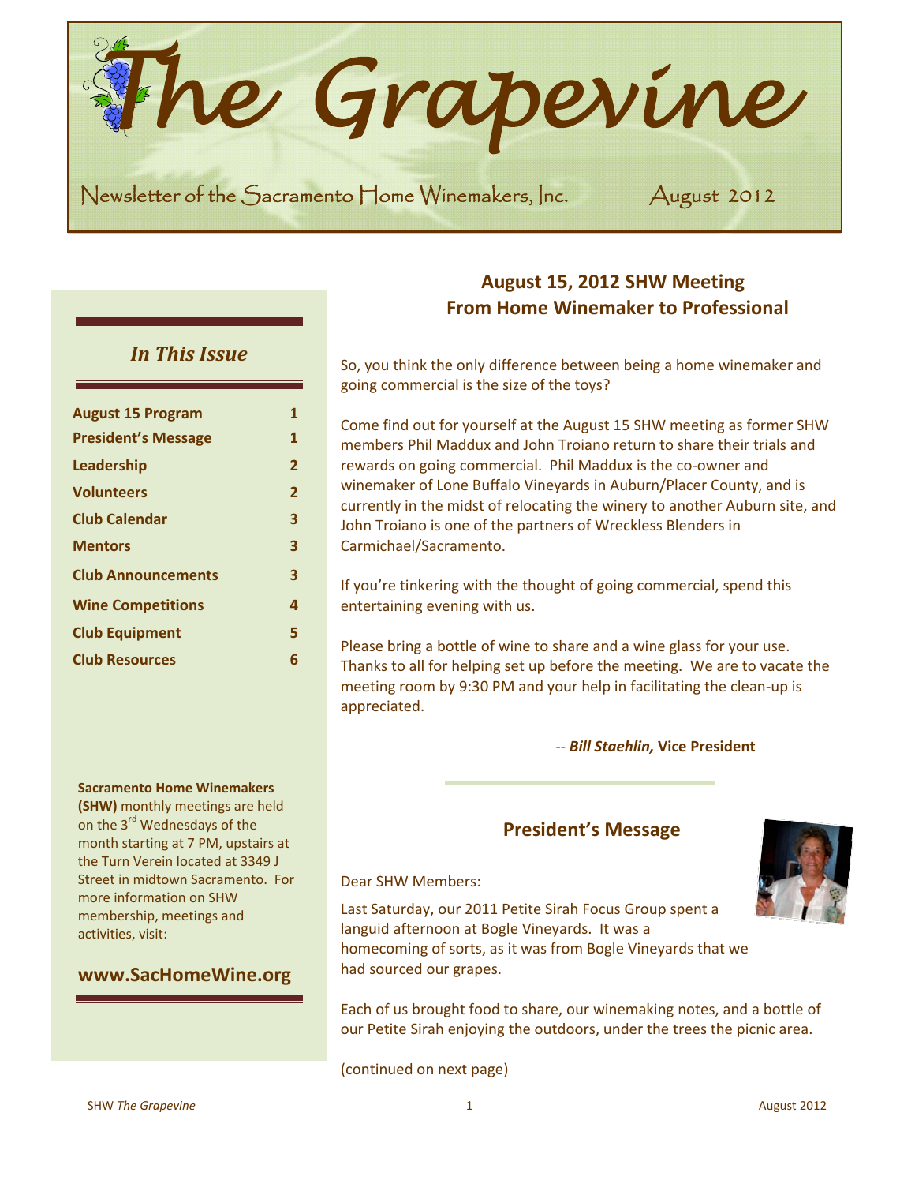# The Grapevine

Newsletter of the Sacramento Home Winemakers, Inc. August 2012

## *In This Issue*

| | |
|---|---|
| **August 15 Program** | **1** |
| **President's Message** | **1** |
| **Leadership** | **2** |
| **Volunteers** | **2** |
| **Club Calendar** | **3** |
| **Mentors** | **3** |
| **Club Announcements** | **3** |
| **Wine Competitions** | **4** |
| **Club Equipment** | **5** |
| **Club Resources** | **6** |

**Sacramento Home Winemakers (SHW)** monthly meetings are held on the 3rd Wednesdays of the month starting at 7 PM, upstairs at the Turn Verein located at 3349 J Street in midtown Sacramento. For more information on SHW membership, meetings and activities, visit:

**www.SacHomeWine.org**

## August 15, 2012 SHW Meeting
## From Home Winemaker to Professional

So, you think the only difference between being a home winemaker and going commercial is the size of the toys?

Come find out for yourself at the August 15 SHW meeting as former SHW members Phil Maddux and John Troiano return to share their trials and rewards on going commercial. Phil Maddux is the co-owner and winemaker of Lone Buffalo Vineyards in Auburn/Placer County, and is currently in the midst of relocating the winery to another Auburn site, and John Troiano is one of the partners of Wreckless Blenders in Carmichael/Sacramento.

If you're tinkering with the thought of going commercial, spend this entertaining evening with us.

Please bring a bottle of wine to share and a wine glass for your use. Thanks to all for helping set up before the meeting. We are to vacate the meeting room by 9:30 PM and your help in facilitating the clean-up is appreciated.

-- ***Bill Staehlin,*** **Vice President**

## President's Message

Dear SHW Members:

Last Saturday, our 2011 Petite Sirah Focus Group spent a languid afternoon at Bogle Vineyards. It was a homecoming of sorts, as it was from Bogle Vineyards that we had sourced our grapes.

Each of us brought food to share, our winemaking notes, and a bottle of our Petite Sirah enjoying the outdoors, under the trees the picnic area.

(continued on next page)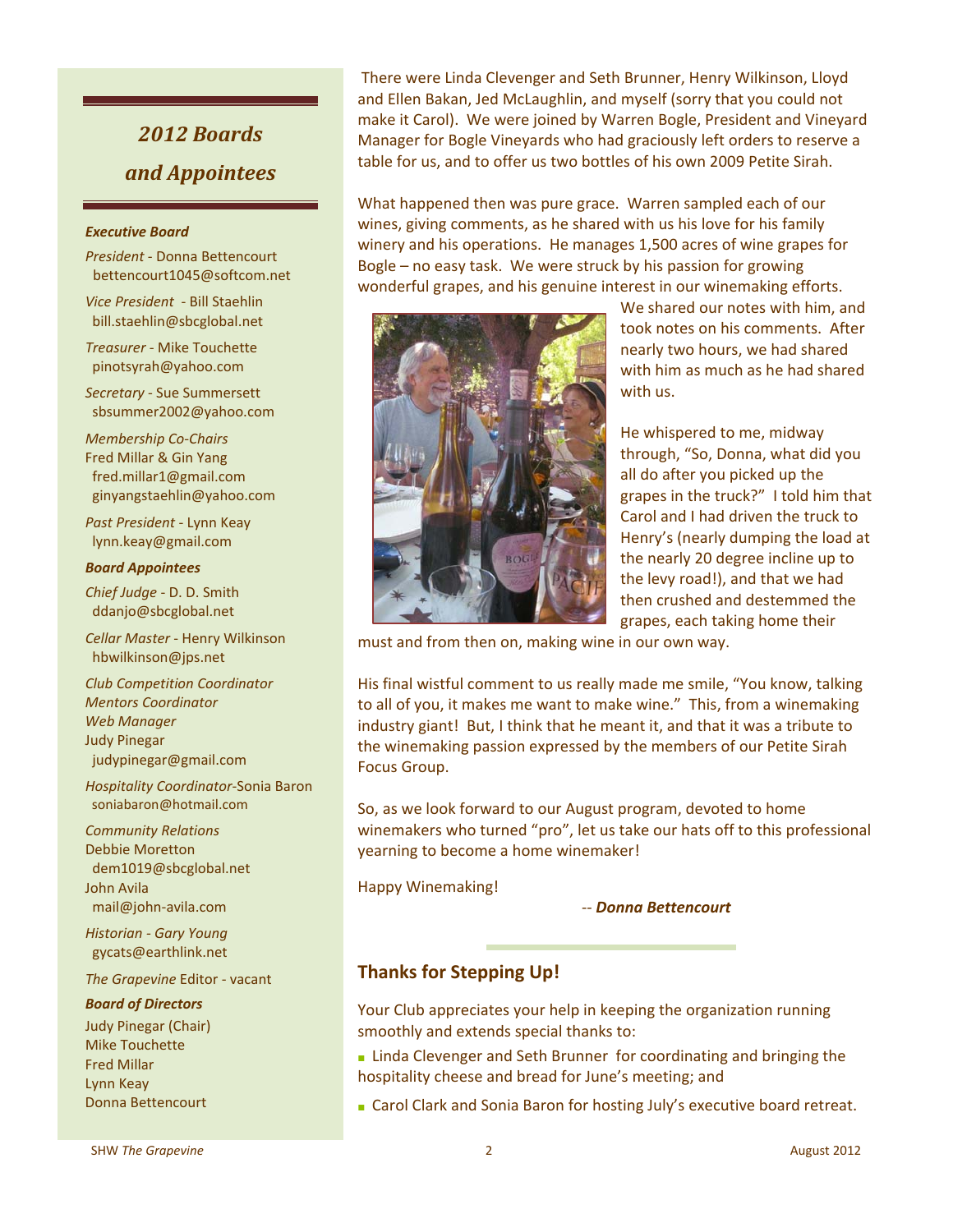## 2012 Boards and Appointees

***Executive Board***

*President* - Donna Bettencourt
bettencourt1045@softcom.net

*Vice President* - Bill Staehlin
bill.staehlin@sbcglobal.net

*Treasurer* - Mike Touchette
pinotsyrah@yahoo.com

*Secretary* - Sue Summersett
sbsummer2002@yahoo.com

*Membership Co-Chairs*
Fred Millar & Gin Yang
fred.millar1@gmail.com
ginyangstaehlin@yahoo.com

*Past President* - Lynn Keay
lynn.keay@gmail.com

***Board Appointees***

*Chief Judge* - D. D. Smith
ddanjo@sbcglobal.net

*Cellar Master* - Henry Wilkinson
hbwilkinson@jps.net

*Club Competition Coordinator*
*Mentors Coordinator*
*Web Manager*
Judy Pinegar
judypinegar@gmail.com

*Hospitality Coordinator*-Sonia Baron
soniabaron@hotmail.com

*Community Relations*
Debbie Moretton
dem1019@sbcglobal.net
John Avila
mail@john-avila.com

*Historian - Gary Young*
gycats@earthlink.net

*The Grapevine* Editor - vacant

***Board of Directors***

Judy Pinegar (Chair)
Mike Touchette
Fred Millar
Lynn Keay
Donna Bettencourt

There were Linda Clevenger and Seth Brunner, Henry Wilkinson, Lloyd and Ellen Bakan, Jed McLaughlin, and myself (sorry that you could not make it Carol). We were joined by Warren Bogle, President and Vineyard Manager for Bogle Vineyards who had graciously left orders to reserve a table for us, and to offer us two bottles of his own 2009 Petite Sirah.

What happened then was pure grace. Warren sampled each of our wines, giving comments, as he shared with us his love for his family winery and his operations. He manages 1,500 acres of wine grapes for Bogle – no easy task. We were struck by his passion for growing wonderful grapes, and his genuine interest in our winemaking efforts.

We shared our notes with him, and took notes on his comments. After nearly two hours, we had shared with him as much as he had shared with us.

He whispered to me, midway through, "So, Donna, what did you all do after you picked up the grapes in the truck?" I told him that Carol and I had driven the truck to Henry's (nearly dumping the load at the nearly 20 degree incline up to the levy road!), and that we had then crushed and destemmed the grapes, each taking home their must and from then on, making wine in our own way.

His final wistful comment to us really made me smile, "You know, talking to all of you, it makes me want to make wine." This, from a winemaking industry giant! But, I think that he meant it, and that it was a tribute to the winemaking passion expressed by the members of our Petite Sirah Focus Group.

So, as we look forward to our August program, devoted to home winemakers who turned "pro", let us take our hats off to this professional yearning to become a home winemaker!

Happy Winemaking!

-- ***Donna Bettencourt***

## Thanks for Stepping Up!

Your Club appreciates your help in keeping the organization running smoothly and extends special thanks to:

- Linda Clevenger and Seth Brunner for coordinating and bringing the hospitality cheese and bread for June's meeting; and
- Carol Clark and Sonia Baron for hosting July's executive board retreat.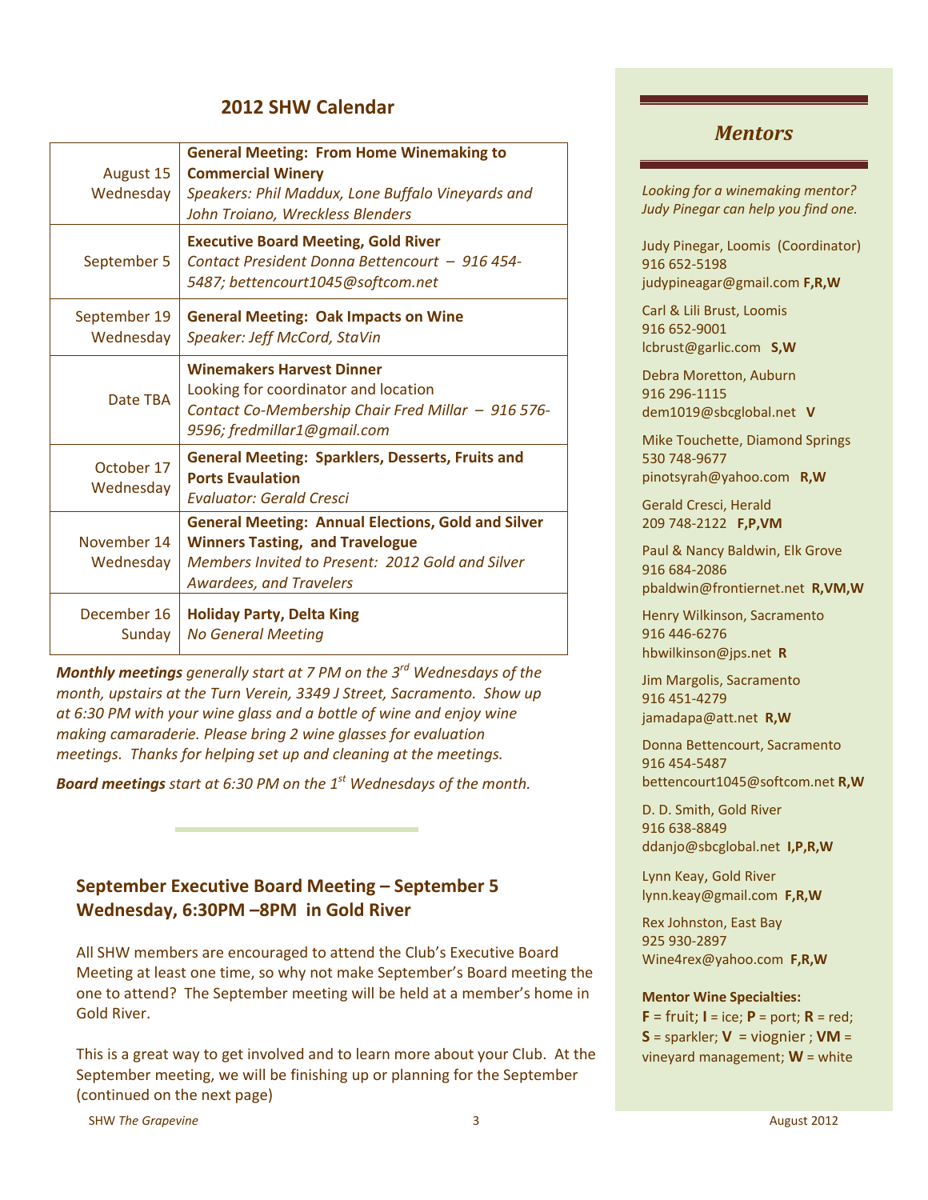## 2012 SHW Calendar

| Date | Event |
|---|---|
| August 15 Wednesday | **General Meeting: From Home Winemaking to Commercial Winery** *Speakers: Phil Maddux, Lone Buffalo Vineyards and John Troiano, Wreckless Blenders* |
| September 5 | **Executive Board Meeting, Gold River** *Contact President Donna Bettencourt – 916 454-5487; bettencourt1045@softcom.net* |
| September 19 Wednesday | **General Meeting: Oak Impacts on Wine** *Speaker: Jeff McCord, StaVin* |
| Date TBA | **Winemakers Harvest Dinner** Looking for coordinator and location *Contact Co-Membership Chair Fred Millar – 916 576-9596; fredmillar1@gmail.com* |
| October 17 Wednesday | **General Meeting: Sparklers, Desserts, Fruits and Ports Evaulation** *Evaluator: Gerald Cresci* |
| November 14 Wednesday | **General Meeting: Annual Elections, Gold and Silver Winners Tasting, and Travelogue** *Members Invited to Present: 2012 Gold and Silver Awardees, and Travelers* |
| December 16 Sunday | **Holiday Party, Delta King** *No General Meeting* |

***Monthly meetings** generally start at 7 PM on the 3rd Wednesdays of the month, upstairs at the Turn Verein, 3349 J Street, Sacramento. Show up at 6:30 PM with your wine glass and a bottle of wine and enjoy wine making camaraderie. Please bring 2 wine glasses for evaluation meetings. Thanks for helping set up and cleaning at the meetings.*

***Board meetings** start at 6:30 PM on the 1st Wednesdays of the month.*

## September Executive Board Meeting – September 5 Wednesday, 6:30PM –8PM in Gold River

All SHW members are encouraged to attend the Club's Executive Board Meeting at least one time, so why not make September's Board meeting the one to attend? The September meeting will be held at a member's home in Gold River.

This is a great way to get involved and to learn more about your Club. At the September meeting, we will be finishing up or planning for the September (continued on the next page)

## *Mentors*

*Looking for a winemaking mentor? Judy Pinegar can help you find one.*

Judy Pinegar, Loomis (Coordinator)
916 652-5198
judypineagar@gmail.com **F,R,W**

Carl & Lili Brust, Loomis
916 652-9001
lcbrust@garlic.com **S,W**

Debra Moretton, Auburn
916 296-1115
dem1019@sbcglobal.net **V**

Mike Touchette, Diamond Springs
530 748-9677
pinotsyrah@yahoo.com **R,W**

Gerald Cresci, Herald
209 748-2122 **F,P,VM**

Paul & Nancy Baldwin, Elk Grove
916 684-2086
pbaldwin@frontiernet.net **R,VM,W**

Henry Wilkinson, Sacramento
916 446-6276
hbwilkinson@jps.net **R**

Jim Margolis, Sacramento
916 451-4279
jamadapa@att.net **R,W**

Donna Bettencourt, Sacramento
916 454-5487
bettencourt1045@softcom.net **R,W**

D. D. Smith, Gold River
916 638-8849
ddanjo@sbcglobal.net **I,P,R,W**

Lynn Keay, Gold River
lynn.keay@gmail.com **F,R,W**

Rex Johnston, East Bay
925 930-2897
Wine4rex@yahoo.com **F,R,W**

**Mentor Wine Specialties:**
**F** = fruit; **I** = ice; **P** = port; **R** = red; **S** = sparkler; **V** = viognier ; **VM** = vineyard management; **W** = white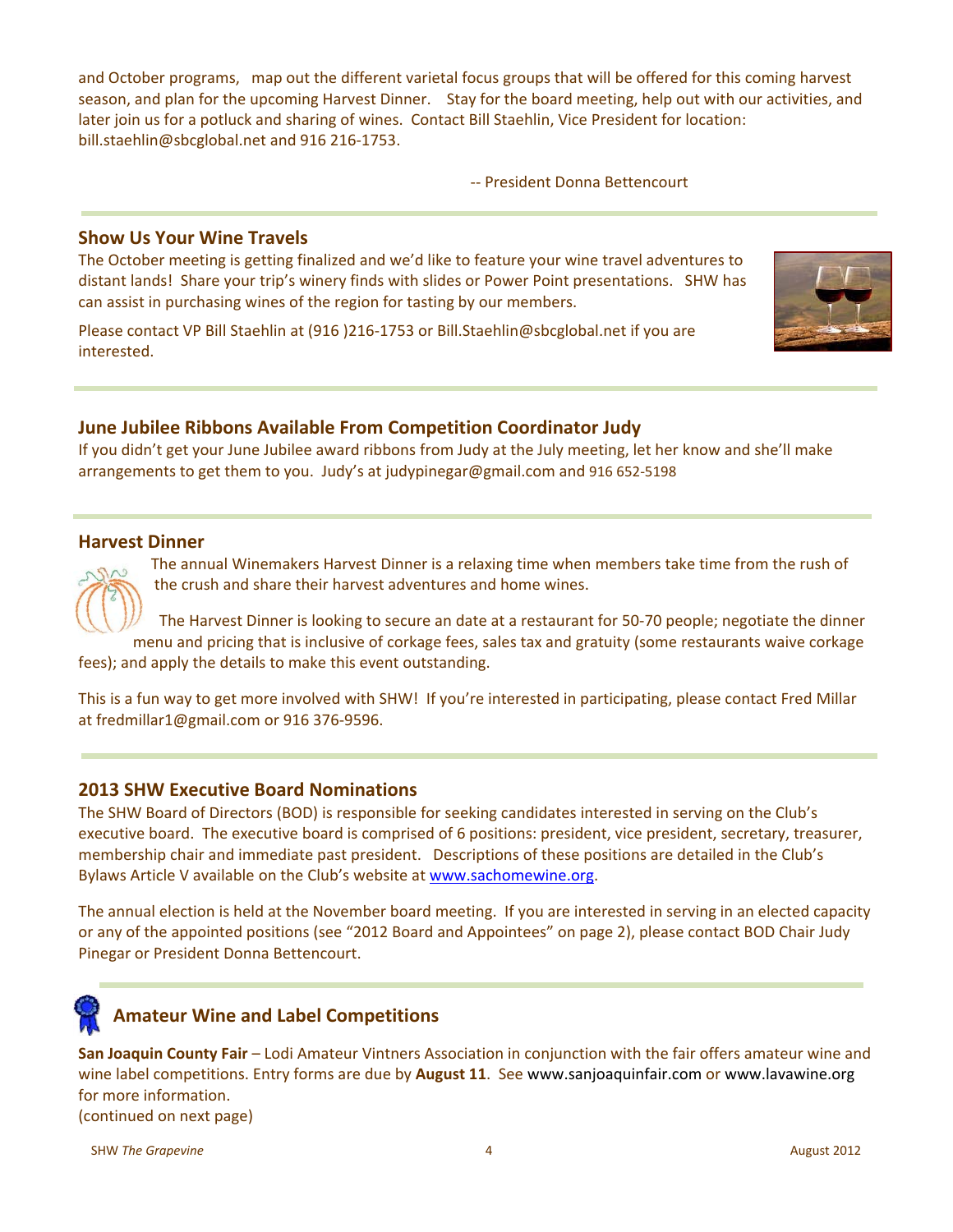and October programs,   map out the different varietal focus groups that will be offered for this coming harvest season, and plan for the upcoming Harvest Dinner.    Stay for the board meeting, help out with our activities, and later join us for a potluck and sharing of wines.  Contact Bill Staehlin, Vice President for location: bill.staehlin@sbcglobal.net and 916 216-1753.

-- President Donna Bettencourt

## Show Us Your Wine Travels

The October meeting is getting finalized and we'd like to feature your wine travel adventures to distant lands!  Share your trip's winery finds with slides or Power Point presentations.   SHW has can assist in purchasing wines of the region for tasting by our members.

Please contact VP Bill Staehlin at (916 )216-1753 or Bill.Staehlin@sbcglobal.net if you are interested.

## June Jubilee Ribbons Available From Competition Coordinator Judy

If you didn't get your June Jubilee award ribbons from Judy at the July meeting, let her know and she'll make arrangements to get them to you.  Judy's at judypinegar@gmail.com and 916 652-5198

## Harvest Dinner

The annual Winemakers Harvest Dinner is a relaxing time when members take time from the rush of the crush and share their harvest adventures and home wines.

The Harvest Dinner is looking to secure an date at a restaurant for 50-70 people; negotiate the dinner menu and pricing that is inclusive of corkage fees, sales tax and gratuity (some restaurants waive corkage fees); and apply the details to make this event outstanding.

This is a fun way to get more involved with SHW!  If you're interested in participating, please contact Fred Millar at fredmillar1@gmail.com or 916 376-9596.

## 2013 SHW Executive Board Nominations

The SHW Board of Directors (BOD) is responsible for seeking candidates interested in serving on the Club's executive board.  The executive board is comprised of 6 positions: president, vice president, secretary, treasurer, membership chair and immediate past president.   Descriptions of these positions are detailed in the Club's Bylaws Article V available on the Club's website at www.sachomewine.org.

The annual election is held at the November board meeting.  If you are interested in serving in an elected capacity or any of the appointed positions (see "2012 Board and Appointees" on page 2), please contact BOD Chair Judy Pinegar or President Donna Bettencourt.

## Amateur Wine and Label Competitions

**San Joaquin County Fair** – Lodi Amateur Vintners Association in conjunction with the fair offers amateur wine and wine label competitions. Entry forms are due by **August 11**.  See www.sanjoaquinfair.com or www.lavawine.org for more information.

(continued on next page)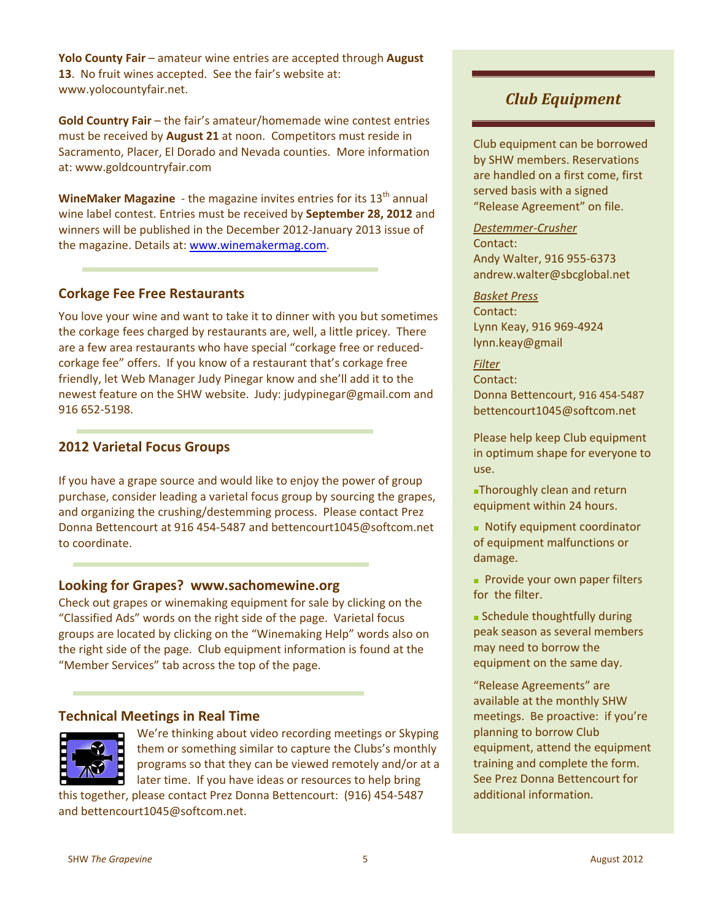**Yolo County Fair** – amateur wine entries are accepted through **August 13**. No fruit wines accepted. See the fair's website at: www.yolocountyfair.net.

**Gold Country Fair** – the fair's amateur/homemade wine contest entries must be received by **August 21** at noon. Competitors must reside in Sacramento, Placer, El Dorado and Nevada counties. More information at: www.goldcountryfair.com

**WineMaker Magazine** - the magazine invites entries for its 13th annual wine label contest. Entries must be received by **September 28, 2012** and winners will be published in the December 2012-January 2013 issue of the magazine. Details at: www.winemakermag.com.

## Corkage Fee Free Restaurants

You love your wine and want to take it to dinner with you but sometimes the corkage fees charged by restaurants are, well, a little pricey. There are a few area restaurants who have special "corkage free or reduced-corkage fee" offers. If you know of a restaurant that's corkage free friendly, let Web Manager Judy Pinegar know and she'll add it to the newest feature on the SHW website. Judy: judypinegar@gmail.com and 916 652-5198.

## 2012 Varietal Focus Groups

If you have a grape source and would like to enjoy the power of group purchase, consider leading a varietal focus group by sourcing the grapes, and organizing the crushing/destemming process. Please contact Prez Donna Bettencourt at 916 454-5487 and bettencourt1045@softcom.net to coordinate.

## Looking for Grapes? www.sachomewine.org

Check out grapes or winemaking equipment for sale by clicking on the "Classified Ads" words on the right side of the page. Varietal focus groups are located by clicking on the "Winemaking Help" words also on the right side of the page. Club equipment information is found at the "Member Services" tab across the top of the page.

## Technical Meetings in Real Time

We're thinking about video recording meetings or Skyping them or something similar to capture the Clubs's monthly programs so that they can be viewed remotely and/or at a later time. If you have ideas or resources to help bring this together, please contact Prez Donna Bettencourt: (916) 454-5487 and bettencourt1045@softcom.net.

## *Club Equipment*

Club equipment can be borrowed by SHW members. Reservations are handled on a first come, first served basis with a signed "Release Agreement" on file.

*Destemmer-Crusher*
Contact:
Andy Walter, 916 955-6373
andrew.walter@sbcglobal.net

*Basket Press*
Contact:
Lynn Keay, 916 969-4924
lynn.keay@gmail

*Filter*
Contact:
Donna Bettencourt, 916 454-5487
bettencourt1045@softcom.net

Please help keep Club equipment in optimum shape for everyone to use.

- Thoroughly clean and return equipment within 24 hours.
- Notify equipment coordinator of equipment malfunctions or damage.
- Provide your own paper filters for the filter.
- Schedule thoughtfully during peak season as several members may need to borrow the equipment on the same day.

"Release Agreements" are available at the monthly SHW meetings. Be proactive: if you're planning to borrow Club equipment, attend the equipment training and complete the form. See Prez Donna Bettencourt for additional information.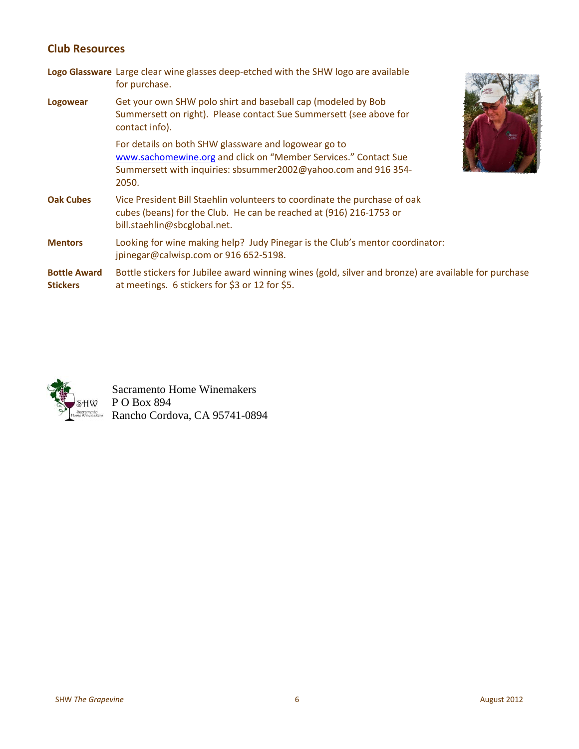## Club Resources

| | |
|---|---|
| **Logo Glassware** | Large clear wine glasses deep-etched with the SHW logo are available for purchase. |
| **Logowear** | Get your own SHW polo shirt and baseball cap (modeled by Bob Summersett on right). Please contact Sue Summersett (see above for contact info).<br><br>For details on both SHW glassware and logowear go to www.sachomewine.org and click on "Member Services." Contact Sue Summersett with inquiries: sbsummer2002@yahoo.com and 916 354-2050. |
| **Oak Cubes** | Vice President Bill Staehlin volunteers to coordinate the purchase of oak cubes (beans) for the Club. He can be reached at (916) 216-1753 or bill.staehlin@sbcglobal.net. |
| **Mentors** | Looking for wine making help? Judy Pinegar is the Club's mentor coordinator: jpinegar@calwisp.com or 916 652-5198. |
| **Bottle Award Stickers** | Bottle stickers for Jubilee award winning wines (gold, silver and bronze) are available for purchase at meetings. 6 stickers for $3 or 12 for $5. |

Sacramento Home Winemakers
P O Box 894
Rancho Cordova, CA 95741-0894